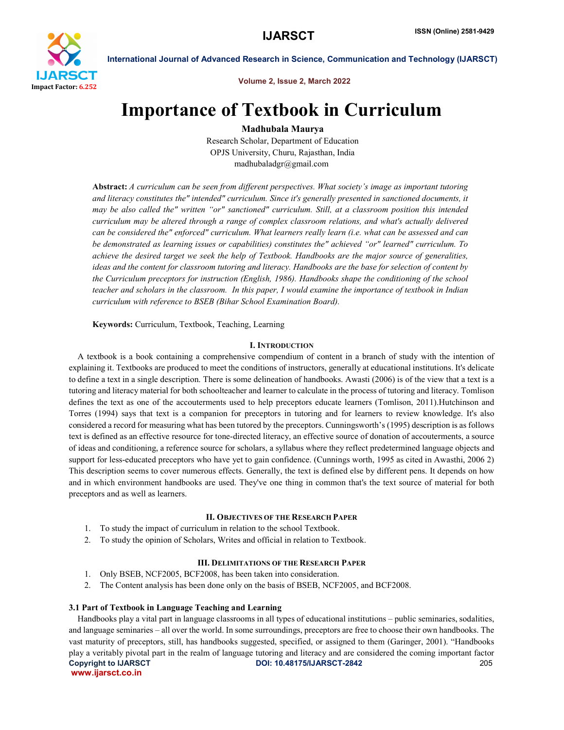# Importance of Textbook in Curriculum

**Madhubala Maurya**

Research Scholar, Department of Education
OPJS University, Churu, Rajasthan, India
madhubaladgr@gmail.com

**Abstract:** *A curriculum can be seen from different perspectives. What society's image as important tutoring and literacy constitutes the" intended" curriculum. Since it's generally presented in sanctioned documents, it may be also called the" written "or" sanctioned" curriculum. Still, at a classroom position this intended curriculum may be altered through a range of complex classroom relations, and what's actually delivered can be considered the" enforced" curriculum. What learners really learn (i.e. what can be assessed and can be demonstrated as learning issues or capabilities) constitutes the" achieved "or" learned" curriculum. To achieve the desired target we seek the help of Textbook. Handbooks are the major source of generalities, ideas and the content for classroom tutoring and literacy. Handbooks are the base for selection of content by the Curriculum preceptors for instruction (English, 1986). Handbooks shape the conditioning of the school teacher and scholars in the classroom. In this paper, I would examine the importance of textbook in Indian curriculum with reference to BSEB (Bihar School Examination Board).*

**Keywords:** Curriculum, Textbook, Teaching, Learning

## I. Introduction

A textbook is a book containing a comprehensive compendium of content in a branch of study with the intention of explaining it. Textbooks are produced to meet the conditions of instructors, generally at educational institutions. It's delicate to define a text in a single description. There is some delineation of handbooks. Awasti (2006) is of the view that a text is a tutoring and literacy material for both schoolteacher and learner to calculate in the process of tutoring and literacy. Tomlison defines the text as one of the accouterments used to help preceptors educate learners (Tomlison, 2011).Hutchinson and Torres (1994) says that text is a companion for preceptors in tutoring and for learners to review knowledge. It's also considered a record for measuring what has been tutored by the preceptors. Cunningsworth's (1995) description is as follows text is defined as an effective resource for tone-directed literacy, an effective source of donation of accouterments, a source of ideas and conditioning, a reference source for scholars, a syllabus where they reflect predetermined language objects and support for less-educated preceptors who have yet to gain confidence. (Cunnings worth, 1995 as cited in Awasthi, 2006 2) This description seems to cover numerous effects. Generally, the text is defined else by different pens. It depends on how and in which environment handbooks are used. They've one thing in common that's the text source of material for both preceptors and as well as learners.

## II. Objectives of the Research Paper

1. To study the impact of curriculum in relation to the school Textbook.
2. To study the opinion of Scholars, Writes and official in relation to Textbook.

## III. Delimitations of the Research Paper

1. Only BSEB, NCF2005, BCF2008, has been taken into consideration.
2. The Content analysis has been done only on the basis of BSEB, NCF2005, and BCF2008.

### 3.1 Part of Textbook in Language Teaching and Learning

Handbooks play a vital part in language classrooms in all types of educational institutions – public seminaries, sodalities, and language seminaries – all over the world. In some surroundings, preceptors are free to choose their own handbooks. The vast maturity of preceptors, still, has handbooks suggested, specified, or assigned to them (Garinger, 2001). "Handbooks play a veritably pivotal part in the realm of language tutoring and literacy and are considered the coming important factor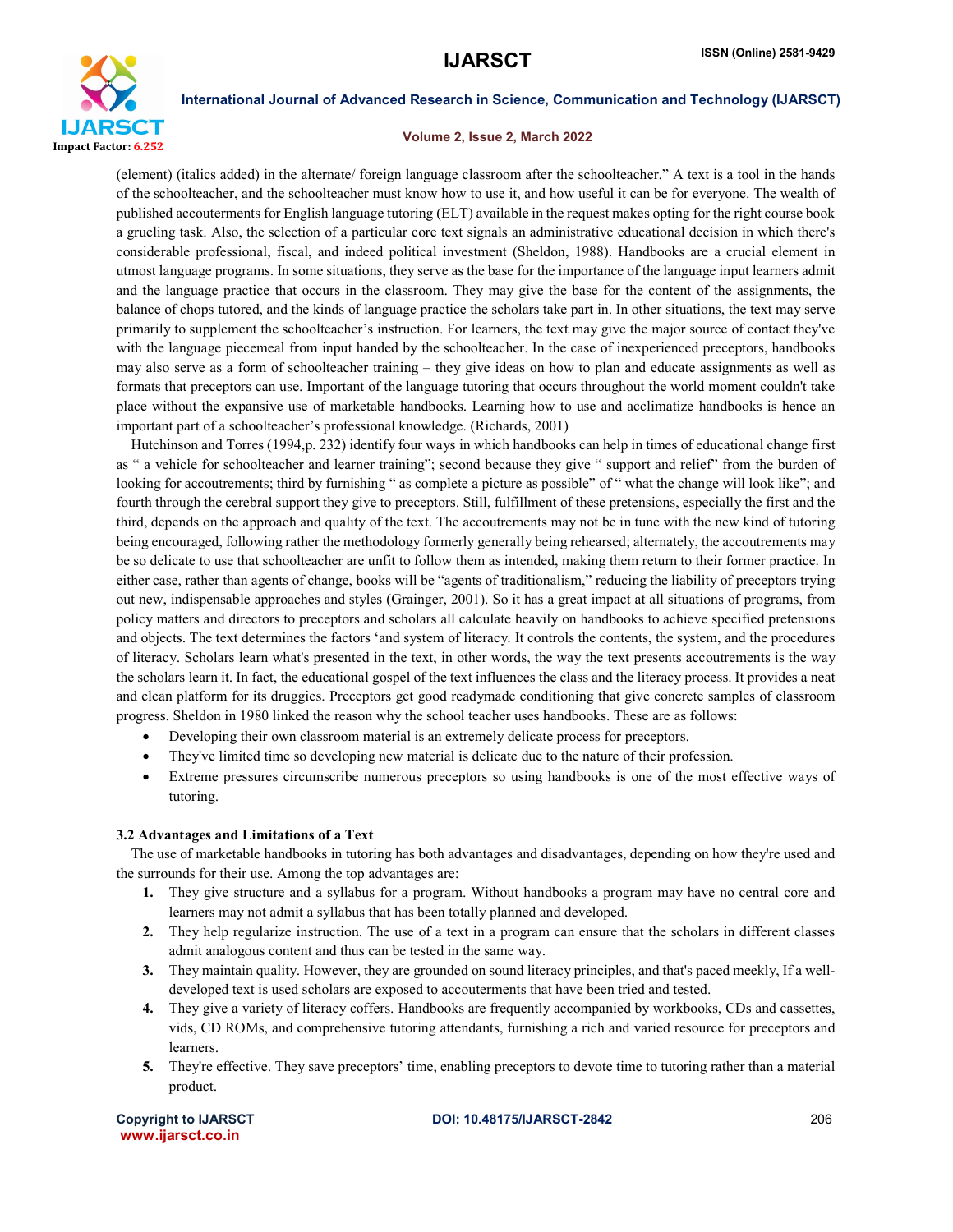(element) (italics added) in the alternate/ foreign language classroom after the schoolteacher." A text is a tool in the hands of the schoolteacher, and the schoolteacher must know how to use it, and how useful it can be for everyone. The wealth of published accouterments for English language tutoring (ELT) available in the request makes opting for the right course book a grueling task. Also, the selection of a particular core text signals an administrative educational decision in which there's considerable professional, fiscal, and indeed political investment (Sheldon, 1988). Handbooks are a crucial element in utmost language programs. In some situations, they serve as the base for the importance of the language input learners admit and the language practice that occurs in the classroom. They may give the base for the content of the assignments, the balance of chops tutored, and the kinds of language practice the scholars take part in. In other situations, the text may serve primarily to supplement the schoolteacher's instruction. For learners, the text may give the major source of contact they've with the language piecemeal from input handed by the schoolteacher. In the case of inexperienced preceptors, handbooks may also serve as a form of schoolteacher training – they give ideas on how to plan and educate assignments as well as formats that preceptors can use. Important of the language tutoring that occurs throughout the world moment couldn't take place without the expansive use of marketable handbooks. Learning how to use and acclimatize handbooks is hence an important part of a schoolteacher's professional knowledge. (Richards, 2001)

Hutchinson and Torres (1994,p. 232) identify four ways in which handbooks can help in times of educational change first as " a vehicle for schoolteacher and learner training"; second because they give " support and relief" from the burden of looking for accouterments; third by furnishing " as complete a picture as possible" of " what the change will look like"; and fourth through the cerebral support they give to preceptors. Still, fulfillment of these pretensions, especially the first and the third, depends on the approach and quality of the text. The accouterments may not be in tune with the new kind of tutoring being encouraged, following rather the methodology formerly generally being rehearsed; alternately, the accouterments may be so delicate to use that schoolteacher are unfit to follow them as intended, making them return to their former practice. In either case, rather than agents of change, books will be "agents of traditionalism," reducing the liability of preceptors trying out new, indispensable approaches and styles (Grainger, 2001). So it has a great impact at all situations of programs, from policy matters and directors to preceptors and scholars all calculate heavily on handbooks to achieve specified pretensions and objects. The text determines the factors 'and system of literacy. It controls the contents, the system, and the procedures of literacy. Scholars learn what's presented in the text, in other words, the way the text presents accouterments is the way the scholars learn it. In fact, the educational gospel of the text influences the class and the literacy process. It provides a neat and clean platform for its druggies. Preceptors get good readymade conditioning that give concrete samples of classroom progress. Sheldon in 1980 linked the reason why the school teacher uses handbooks. These are as follows:

- Developing their own classroom material is an extremely delicate process for preceptors.
- They've limited time so developing new material is delicate due to the nature of their profession.
- Extreme pressures circumscribe numerous preceptors so using handbooks is one of the most effective ways of tutoring.

### 3.2 Advantages and Limitations of a Text

The use of marketable handbooks in tutoring has both advantages and disadvantages, depending on how they're used and the surrounds for their use. Among the top advantages are:

1. They give structure and a syllabus for a program. Without handbooks a program may have no central core and learners may not admit a syllabus that has been totally planned and developed.
2. They help regularize instruction. The use of a text in a program can ensure that the scholars in different classes admit analogous content and thus can be tested in the same way.
3. They maintain quality. However, they are grounded on sound literacy principles, and that's paced meekly, If a well-developed text is used scholars are exposed to accouterments that have been tried and tested.
4. They give a variety of literacy coffers. Handbooks are frequently accompanied by workbooks, CDs and cassettes, vids, CD ROMs, and comprehensive tutoring attendants, furnishing a rich and varied resource for preceptors and learners.
5. They're effective. They save preceptors' time, enabling preceptors to devote time to tutoring rather than a material product.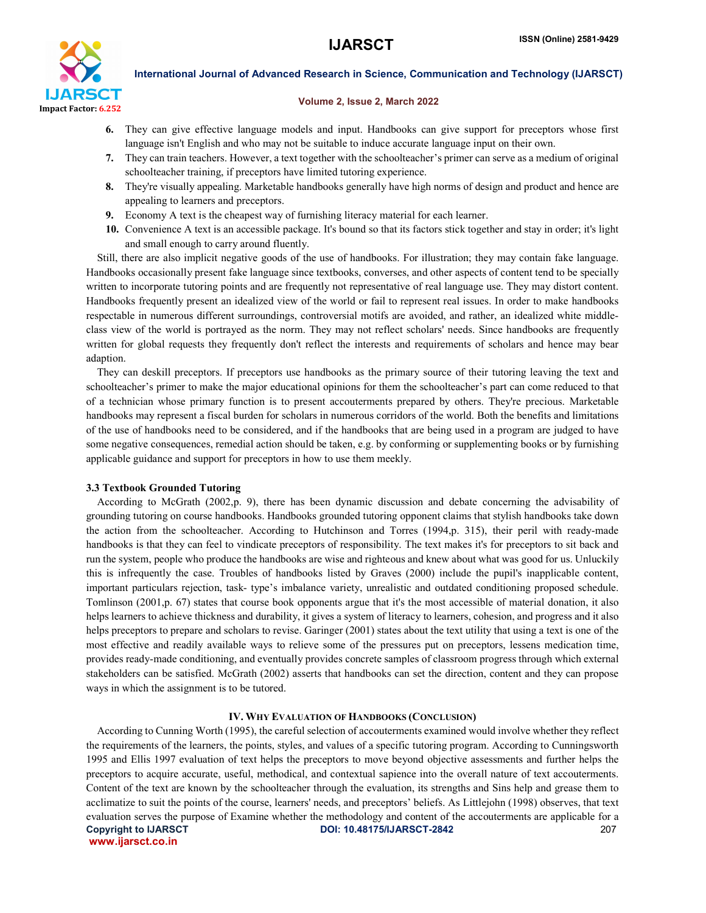6. They can give effective language models and input. Handbooks can give support for preceptors whose first language isn't English and who may not be suitable to induce accurate language input on their own.
7. They can train teachers. However, a text together with the schoolteacher's primer can serve as a medium of original schoolteacher training, if preceptors have limited tutoring experience.
8. They're visually appealing. Marketable handbooks generally have high norms of design and product and hence are appealing to learners and preceptors.
9. Economy A text is the cheapest way of furnishing literacy material for each learner.
10. Convenience A text is an accessible package. It's bound so that its factors stick together and stay in order; it's light and small enough to carry around fluently.

Still, there are also implicit negative goods of the use of handbooks. For illustration; they may contain fake language. Handbooks occasionally present fake language since textbooks, converses, and other aspects of content tend to be specially written to incorporate tutoring points and are frequently not representative of real language use. They may distort content. Handbooks frequently present an idealized view of the world or fail to represent real issues. In order to make handbooks respectable in numerous different surroundings, controversial motifs are avoided, and rather, an idealized white middle-class view of the world is portrayed as the norm. They may not reflect scholars' needs. Since handbooks are frequently written for global requests they frequently don't reflect the interests and requirements of scholars and hence may bear adaption.

They can deskill preceptors. If preceptors use handbooks as the primary source of their tutoring leaving the text and schoolteacher's primer to make the major educational opinions for them the schoolteacher's part can come reduced to that of a technician whose primary function is to present accouterments prepared by others. They're precious. Marketable handbooks may represent a fiscal burden for scholars in numerous corridors of the world. Both the benefits and limitations of the use of handbooks need to be considered, and if the handbooks that are being used in a program are judged to have some negative consequences, remedial action should be taken, e.g. by conforming or supplementing books or by furnishing applicable guidance and support for preceptors in how to use them meekly.

### 3.3 Textbook Grounded Tutoring

According to McGrath (2002,p. 9), there has been dynamic discussion and debate concerning the advisability of grounding tutoring on course handbooks. Handbooks grounded tutoring opponent claims that stylish handbooks take down the action from the schoolteacher. According to Hutchinson and Torres (1994,p. 315), their peril with ready-made handbooks is that they can feel to vindicate preceptors of responsibility. The text makes it's for preceptors to sit back and run the system, people who produce the handbooks are wise and righteous and knew about what was good for us. Unluckily this is infrequently the case. Troubles of handbooks listed by Graves (2000) include the pupil's inapplicable content, important particulars rejection, task- type's imbalance variety, unrealistic and outdated conditioning proposed schedule. Tomlinson (2001,p. 67) states that course book opponents argue that it's the most accessible of material donation, it also helps learners to achieve thickness and durability, it gives a system of literacy to learners, cohesion, and progress and it also helps preceptors to prepare and scholars to revise. Garinger (2001) states about the text utility that using a text is one of the most effective and readily available ways to relieve some of the pressures put on preceptors, lessens medication time, provides ready-made conditioning, and eventually provides concrete samples of classroom progress through which external stakeholders can be satisfied. McGrath (2002) asserts that handbooks can set the direction, content and they can propose ways in which the assignment is to be tutored.

## IV. Why Evaluation of Handbooks (Conclusion)

According to Cunning Worth (1995), the careful selection of accouterments examined would involve whether they reflect the requirements of the learners, the points, styles, and values of a specific tutoring program. According to Cunningsworth 1995 and Ellis 1997 evaluation of text helps the preceptors to move beyond objective assessments and further helps the preceptors to acquire accurate, useful, methodical, and contextual sapience into the overall nature of text accouterments. Content of the text are known by the schoolteacher through the evaluation, its strengths and Sins help and grease them to acclimatize to suit the points of the course, learners' needs, and preceptors' beliefs. As Littlejohn (1998) observes, that text evaluation serves the purpose of Examine whether the methodology and content of the accouterments are applicable for a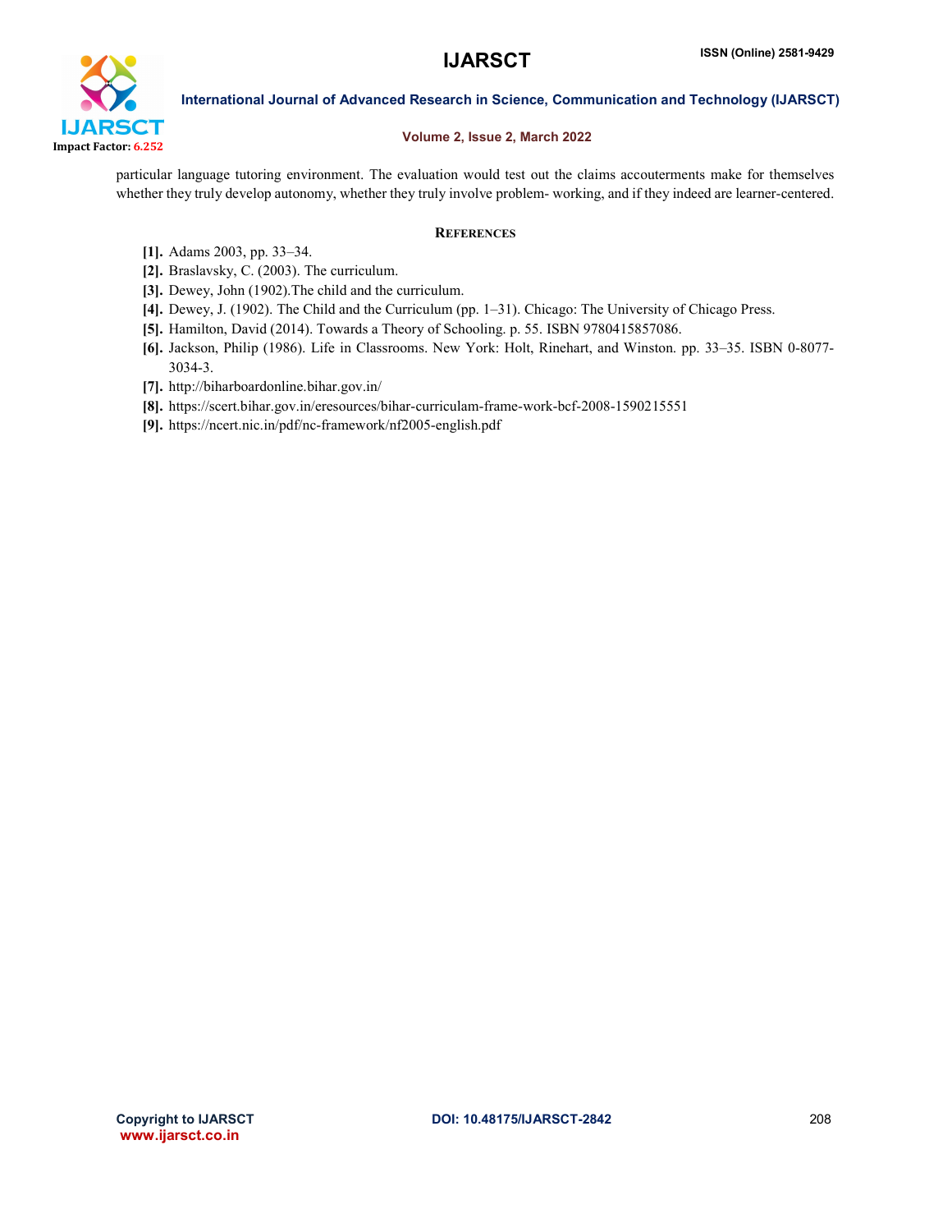particular language tutoring environment. The evaluation would test out the claims accouterments make for themselves whether they truly develop autonomy, whether they truly involve problem- working, and if they indeed are learner-centered.

## References

- **[1].** Adams 2003, pp. 33–34.
- **[2].** Braslavsky, C. (2003). The curriculum.
- **[3].** Dewey, John (1902).The child and the curriculum.
- **[4].** Dewey, J. (1902). The Child and the Curriculum (pp. 1–31). Chicago: The University of Chicago Press.
- **[5].** Hamilton, David (2014). Towards a Theory of Schooling. p. 55. ISBN 9780415857086.
- **[6].** Jackson, Philip (1986). Life in Classrooms. New York: Holt, Rinehart, and Winston. pp. 33–35. ISBN 0-8077-3034-3.
- **[7].** http://biharboardonline.bihar.gov.in/
- **[8].** https://scert.bihar.gov.in/eresources/bihar-curriculam-frame-work-bcf-2008-1590215551
- **[9].** https://ncert.nic.in/pdf/nc-framework/nf2005-english.pdf